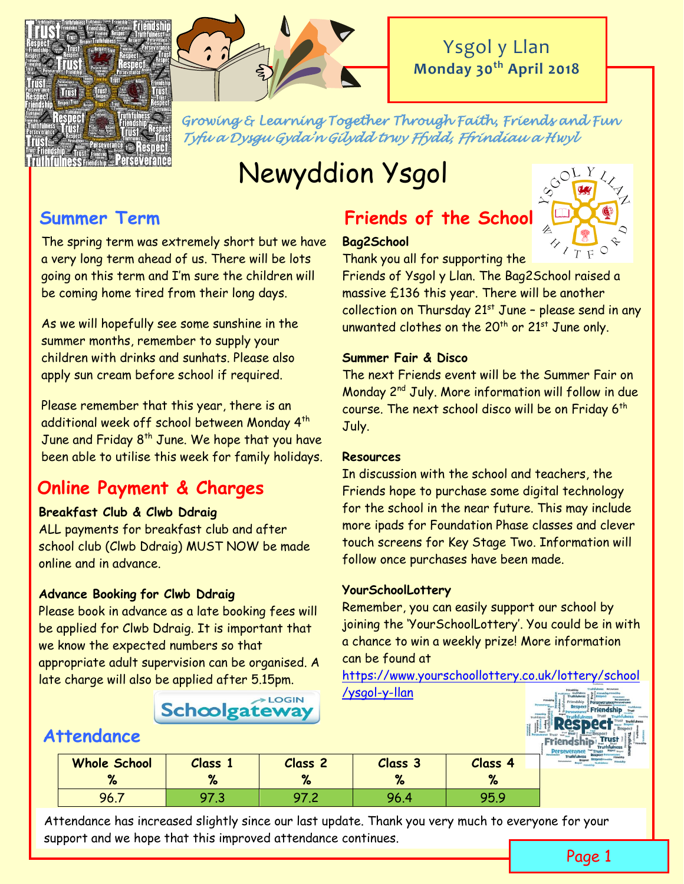Ysgol y Llan
**Monday 30th April 2018**

*Growing & Learning Together Through Faith, Friends and Fun*
*Tyfu a Dysgu Gyda'n Gilydd trwy Ffydd, Ffrindiau a Hwyl*

# Newyddion Ysgol

## Summer Term

The spring term was extremely short but we have a very long term ahead of us. There will be lots going on this term and I'm sure the children will be coming home tired from their long days.

As we will hopefully see some sunshine in the summer months, remember to supply your children with drinks and sunhats. Please also apply sun cream before school if required.

Please remember that this year, there is an additional week off school between Monday 4th June and Friday 8th June. We hope that you have been able to utilise this week for family holidays.

## Online Payment & Charges

**Breakfast Club & Clwb Ddraig**

ALL payments for breakfast club and after school club (Clwb Ddraig) MUST NOW be made online and in advance.

**Advance Booking for Clwb Ddraig**

Please book in advance as a late booking fees will be applied for Clwb Ddraig. It is important that we know the expected numbers so that appropriate adult supervision can be organised. A late charge will also be applied after 5.15pm.

## Friends of the School

**Bag2School**

Thank you all for supporting the Friends of Ysgol y Llan. The Bag2School raised a massive £136 this year. There will be another collection on Thursday 21st June – please send in any unwanted clothes on the 20th or 21st June only.

**Summer Fair & Disco**

The next Friends event will be the Summer Fair on Monday 2nd July. More information will follow in due course. The next school disco will be on Friday 6th July.

**Resources**

In discussion with the school and teachers, the Friends hope to purchase some digital technology for the school in the near future. This may include more ipads for Foundation Phase classes and clever touch screens for Key Stage Two. Information will follow once purchases have been made.

**YourSchoolLottery**

Remember, you can easily support our school by joining the 'YourSchoolLottery'. You could be in with a chance to win a weekly prize! More information can be found at https://www.yourschoollottery.co.uk/lottery/school/ysgol-y-llan

## Attendance

| Whole School % | Class 1 % | Class 2 % | Class 3 % | Class 4 % |
|---|---|---|---|---|
| 96.7 | 97.3 | 97.2 | 96.4 | 95.9 |

Attendance has increased slightly since our last update. Thank you very much to everyone for your support and we hope that this improved attendance continues.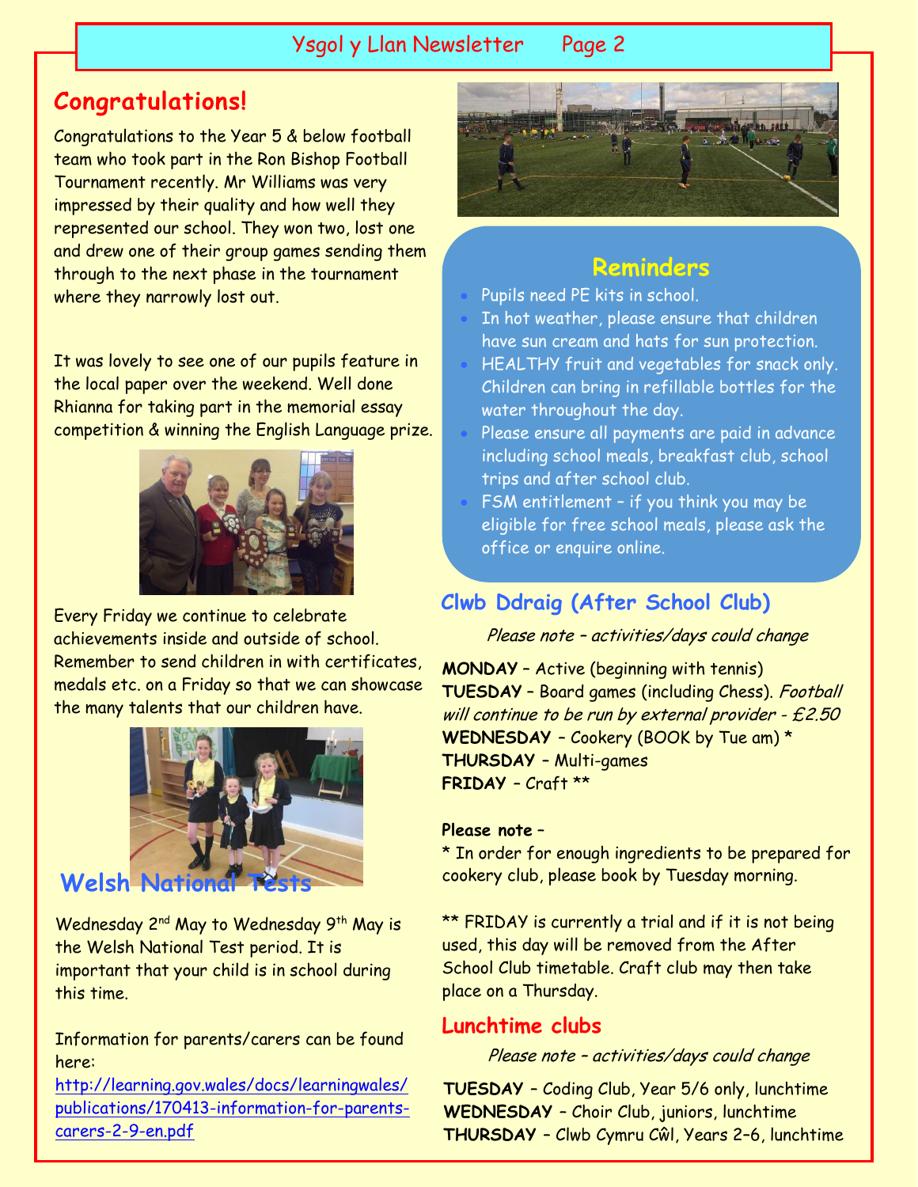## Congratulations!

Congratulations to the Year 5 & below football team who took part in the Ron Bishop Football Tournament recently. Mr Williams was very impressed by their quality and how well they represented our school. They won two, lost one and drew one of their group games sending them through to the next phase in the tournament where they narrowly lost out.

It was lovely to see one of our pupils feature in the local paper over the weekend. Well done Rhianna for taking part in the memorial essay competition & winning the English Language prize.

Every Friday we continue to celebrate achievements inside and outside of school. Remember to send children in with certificates, medals etc. on a Friday so that we can showcase the many talents that our children have.

## Welsh National Tests

Wednesday 2nd May to Wednesday 9th May is the Welsh National Test period. It is important that your child is in school during this time.

Information for parents/carers can be found here: [http://learning.gov.wales/docs/learningwales/publications/170413-information-for-parents-carers-2-9-en.pdf](http://learning.gov.wales/docs/learningwales/publications/170413-information-for-parents-carers-2-9-en.pdf)

## Reminders

- Pupils need PE kits in school.
- In hot weather, please ensure that children have sun cream and hats for sun protection.
- HEALTHY fruit and vegetables for snack only. Children can bring in refillable bottles for the water throughout the day.
- Please ensure all payments are paid in advance including school meals, breakfast club, school trips and after school club.
- FSM entitlement – if you think you may be eligible for free school meals, please ask the office or enquire online.

## Clwb Ddraig (After School Club)

*Please note – activities/days could change*

**MONDAY** – Active (beginning with tennis)
**TUESDAY** – Board games (including Chess). *Football will continue to be run by external provider - £2.50*
**WEDNESDAY** – Cookery (BOOK by Tue am) *
**THURSDAY** – Multi-games
**FRIDAY** – Craft **

**Please note –**

* In order for enough ingredients to be prepared for cookery club, please book by Tuesday morning.

** FRIDAY is currently a trial and if it is not being used, this day will be removed from the After School Club timetable. Craft club may then take place on a Thursday.

## Lunchtime clubs

*Please note – activities/days could change*

**TUESDAY** – Coding Club, Year 5/6 only, lunchtime
**WEDNESDAY** – Choir Club, juniors, lunchtime
**THURSDAY** – Clwb Cymru Cŵl, Years 2–6, lunchtime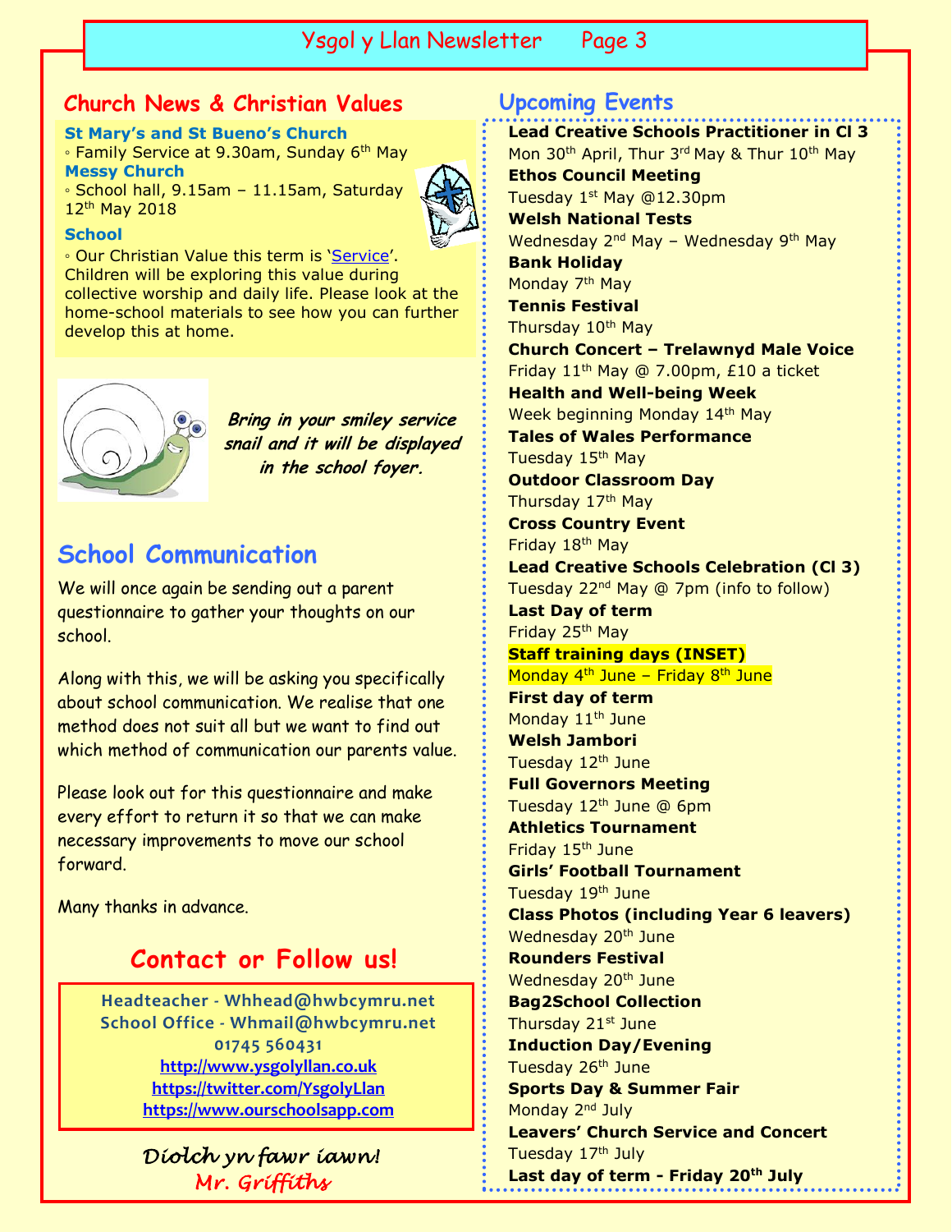## Church News & Christian Values

**St Mary's and St Bueno's Church**

◦ Family Service at 9.30am, Sunday 6th May

**Messy Church**

◦ School hall, 9.15am – 11.15am, Saturday 12th May 2018

**School**

◦ Our Christian Value this term is 'Service'. Children will be exploring this value during collective worship and daily life. Please look at the home-school materials to see how you can further develop this at home.

***Bring in your smiley service snail and it will be displayed in the school foyer.***

## School Communication

We will once again be sending out a parent questionnaire to gather your thoughts on our school.

Along with this, we will be asking you specifically about school communication. We realise that one method does not suit all but we want to find out which method of communication our parents value.

Please look out for this questionnaire and make every effort to return it so that we can make necessary improvements to move our school forward.

Many thanks in advance.

## Contact or Follow us!

**Headteacher - Whhead@hwbcymru.net**
**School Office - Whmail@hwbcymru.net**
**01745 560431**
**http://www.ysgolyllan.co.uk**
**https://twitter.com/YsgolyLlan**
**https://www.ourschoolsapp.com**

*Diolch yn fawr iawn!*
*Mr. Griffiths*

## Upcoming Events

**Lead Creative Schools Practitioner in Cl 3**
Mon 30th April, Thur 3rd May & Thur 10th May

**Ethos Council Meeting**
Tuesday 1st May @12.30pm

**Welsh National Tests**
Wednesday 2nd May – Wednesday 9th May

**Bank Holiday**
Monday 7th May

**Tennis Festival**
Thursday 10th May

**Church Concert – Trelawnyd Male Voice**
Friday 11th May @ 7.00pm, £10 a ticket

**Health and Well-being Week**
Week beginning Monday 14th May

**Tales of Wales Performance**
Tuesday 15th May

**Outdoor Classroom Day**
Thursday 17th May

**Cross Country Event**
Friday 18th May

**Lead Creative Schools Celebration (Cl 3)**
Tuesday 22nd May @ 7pm (info to follow)

**Last Day of term**
Friday 25th May

**Staff training days (INSET)**
Monday 4th June – Friday 8th June

**First day of term**
Monday 11th June

**Welsh Jambori**
Tuesday 12th June

**Full Governors Meeting**
Tuesday 12th June @ 6pm

**Athletics Tournament**
Friday 15th June

**Girls' Football Tournament**
Tuesday 19th June

**Class Photos (including Year 6 leavers)**
Wednesday 20th June

**Rounders Festival**
Wednesday 20th June

**Bag2School Collection**
Thursday 21st June

**Induction Day/Evening**
Tuesday 26th June

**Sports Day & Summer Fair**
Monday 2nd July

**Leavers' Church Service and Concert**
Tuesday 17th July

**Last day of term - Friday 20th July**